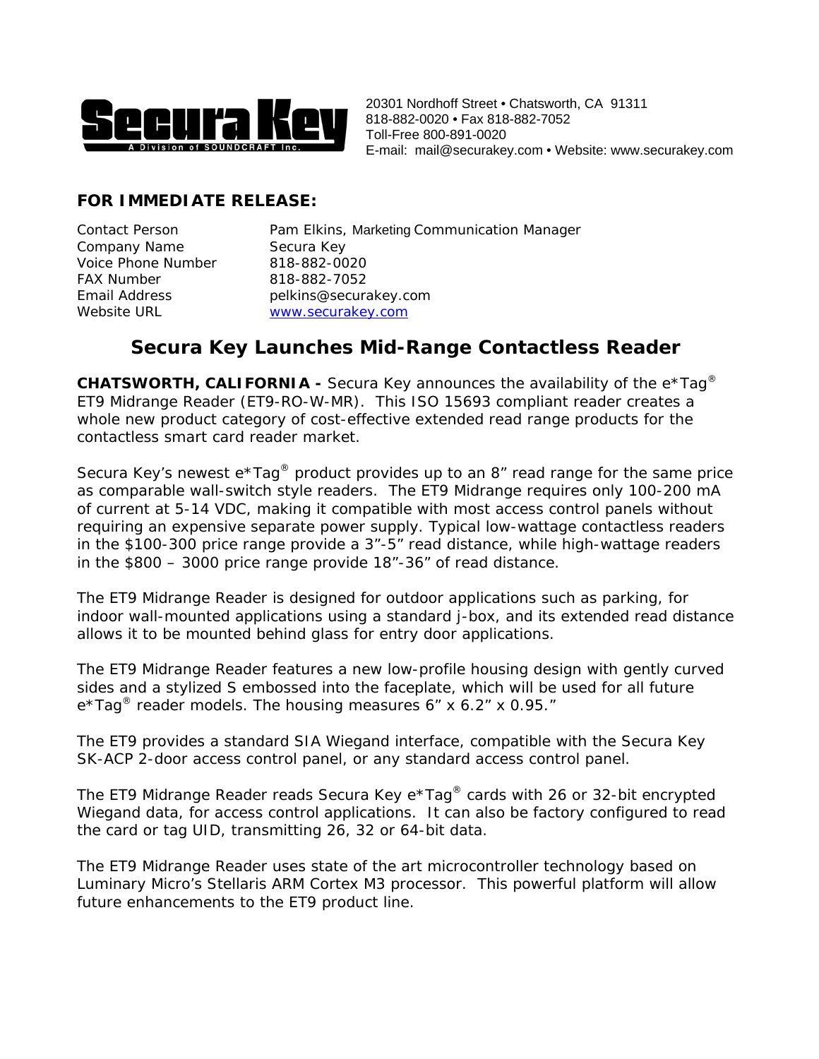Secura Key
A Division of SOUNDCRAFT Inc.

20301 Nordhoff Street • Chatsworth, CA 91311
818-882-0020 • Fax 818-882-7052
Toll-Free 800-891-0020
E-mail: mail@securakey.com • Website: www.securakey.com

**FOR IMMEDIATE RELEASE:**

| | |
|---|---|
| Contact Person | Pam Elkins, Marketing Communication Manager |
| Company Name | Secura Key |
| Voice Phone Number | 818-882-0020 |
| FAX Number | 818-882-7052 |
| Email Address | pelkins@securakey.com |
| Website URL | [www.securakey.com](http://www.securakey.com) |

## Secura Key Launches Mid-Range Contactless Reader

**CHATSWORTH, CALIFORNIA -** Secura Key announces the availability of the e*Tag® ET9 Midrange Reader (ET9-RO-W-MR). This ISO 15693 compliant reader creates a whole new product category of cost-effective extended read range products for the contactless smart card reader market.

Secura Key's newest e*Tag® product provides up to an 8" read range for the same price as comparable wall-switch style readers. The ET9 Midrange requires only 100-200 mA of current at 5-14 VDC, making it compatible with most access control panels without requiring an expensive separate power supply. Typical low-wattage contactless readers in the $100-300 price range provide a 3"-5" read distance, while high-wattage readers in the $800 – 3000 price range provide 18"-36" of read distance.

The ET9 Midrange Reader is designed for outdoor applications such as parking, for indoor wall-mounted applications using a standard j-box, and its extended read distance allows it to be mounted behind glass for entry door applications.

The ET9 Midrange Reader features a new low-profile housing design with gently curved sides and a stylized S embossed into the faceplate, which will be used for all future e*Tag® reader models. The housing measures 6" x 6.2" x 0.95."

The ET9 provides a standard SIA Wiegand interface, compatible with the Secura Key SK-ACP 2-door access control panel, or any standard access control panel.

The ET9 Midrange Reader reads Secura Key e*Tag® cards with 26 or 32-bit encrypted Wiegand data, for access control applications. It can also be factory configured to read the card or tag UID, transmitting 26, 32 or 64-bit data.

The ET9 Midrange Reader uses state of the art microcontroller technology based on Luminary Micro's Stellaris ARM Cortex M3 processor. This powerful platform will allow future enhancements to the ET9 product line.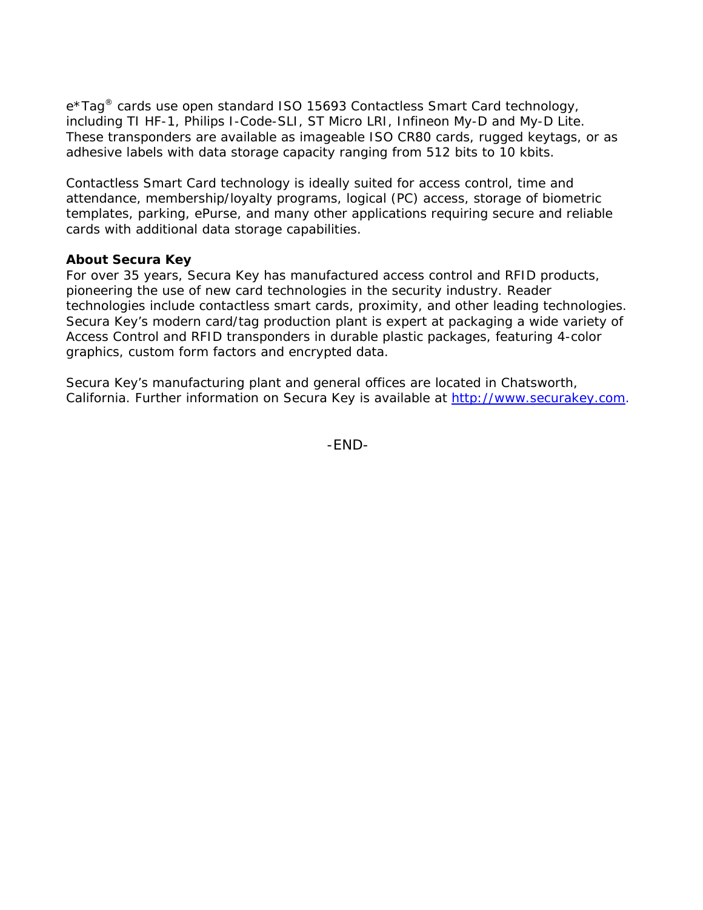e*Tag® cards use open standard ISO 15693 Contactless Smart Card technology, including TI HF-1, Philips I-Code-SLI, ST Micro LRI, Infineon My-D and My-D Lite. These transponders are available as imageable ISO CR80 cards, rugged keytags, or as adhesive labels with data storage capacity ranging from 512 bits to 10 kbits.

Contactless Smart Card technology is ideally suited for access control, time and attendance, membership/loyalty programs, logical (PC) access, storage of biometric templates, parking, ePurse, and many other applications requiring secure and reliable cards with additional data storage capabilities.

**About Secura Key**

For over 35 years, Secura Key has manufactured access control and RFID products, pioneering the use of new card technologies in the security industry. Reader technologies include contactless smart cards, proximity, and other leading technologies. Secura Key's modern card/tag production plant is expert at packaging a wide variety of Access Control and RFID transponders in durable plastic packages, featuring 4-color graphics, custom form factors and encrypted data.

Secura Key's manufacturing plant and general offices are located in Chatsworth, California. Further information on Secura Key is available at [http://www.securakey.com](http://www.securakey.com).

-END-